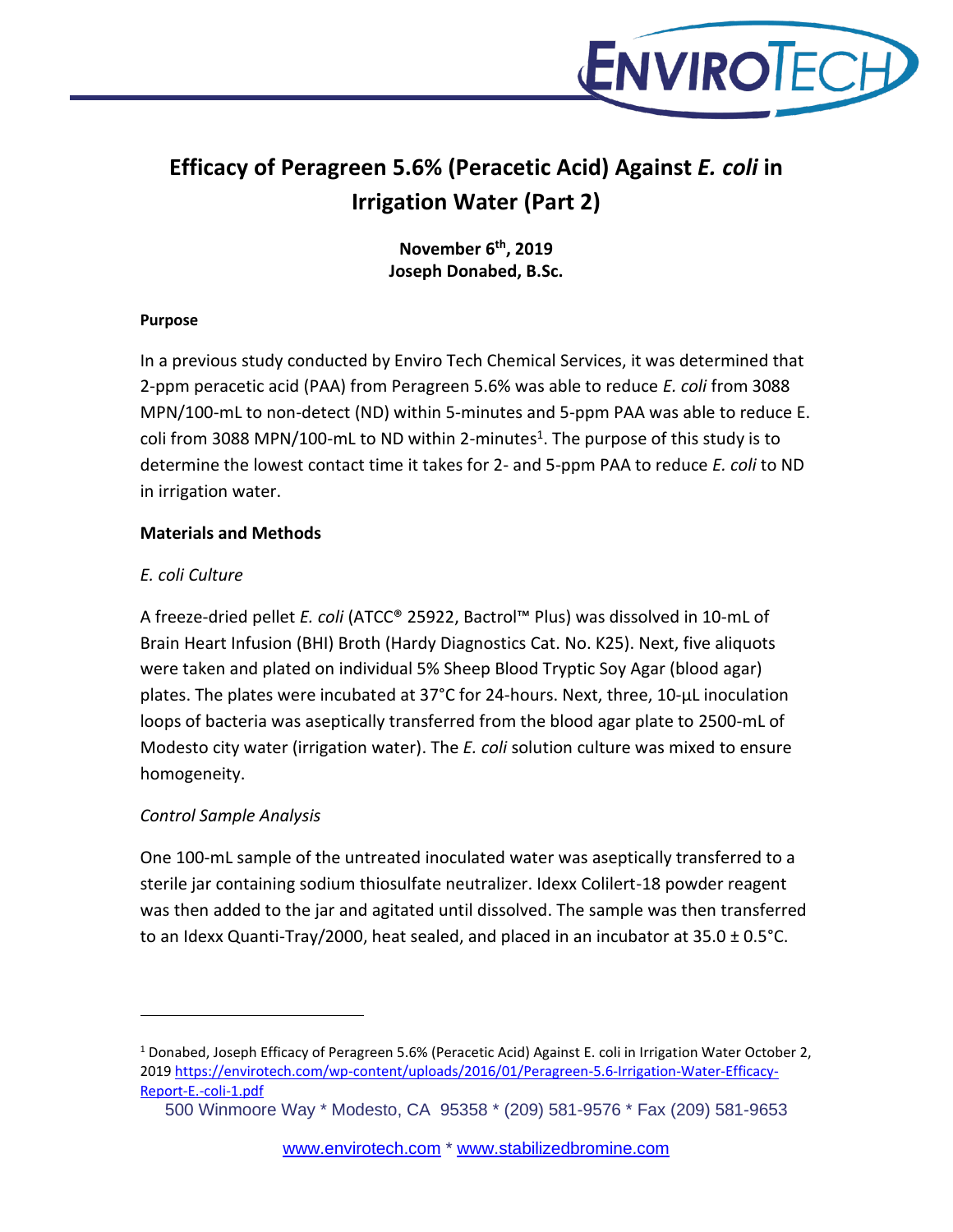# Efficacy of Peragreen 5.6% (Peracetic Acid) Against *E. coli* in Irrigation Water (Part 2)

**November 6th, 2019**
**Joseph Donabed, B.Sc.**

**Purpose**

In a previous study conducted by Enviro Tech Chemical Services, it was determined that 2-ppm peracetic acid (PAA) from Peragreen 5.6% was able to reduce *E. coli* from 3088 MPN/100-mL to non-detect (ND) within 5-minutes and 5-ppm PAA was able to reduce E. coli from 3088 MPN/100-mL to ND within 2-minutes[1]. The purpose of this study is to determine the lowest contact time it takes for 2- and 5-ppm PAA to reduce *E. coli* to ND in irrigation water.

## Materials and Methods

### *E. coli Culture*

A freeze-dried pellet *E. coli* (ATCC® 25922, Bactrol™ Plus) was dissolved in 10-mL of Brain Heart Infusion (BHI) Broth (Hardy Diagnostics Cat. No. K25). Next, five aliquots were taken and plated on individual 5% Sheep Blood Tryptic Soy Agar (blood agar) plates. The plates were incubated at 37°C for 24-hours. Next, three, 10-µL inoculation loops of bacteria was aseptically transferred from the blood agar plate to 2500-mL of Modesto city water (irrigation water). The *E. coli* solution culture was mixed to ensure homogeneity.

### *Control Sample Analysis*

One 100-mL sample of the untreated inoculated water was aseptically transferred to a sterile jar containing sodium thiosulfate neutralizer. Idexx Colilert-18 powder reagent was then added to the jar and agitated until dissolved. The sample was then transferred to an Idexx Quanti-Tray/2000, heat sealed, and placed in an incubator at 35.0 ± 0.5°C.

---

[1] Donabed, Joseph Efficacy of Peragreen 5.6% (Peracetic Acid) Against E. coli in Irrigation Water October 2, 2019 https://envirotech.com/wp-content/uploads/2016/01/Peragreen-5.6-Irrigation-Water-Efficacy-Report-E.-coli-1.pdf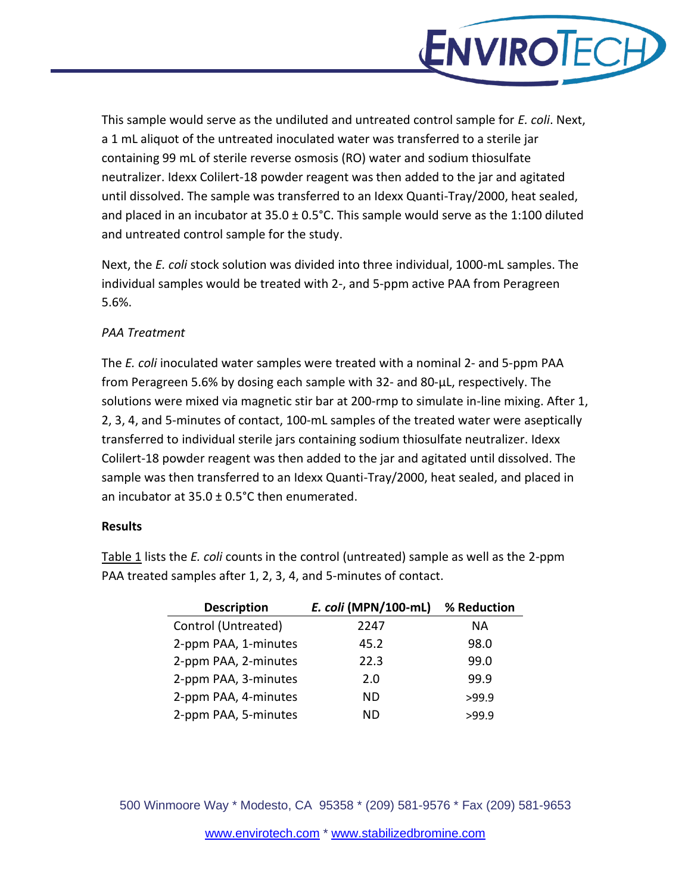This sample would serve as the undiluted and untreated control sample for *E. coli*. Next, a 1 mL aliquot of the untreated inoculated water was transferred to a sterile jar containing 99 mL of sterile reverse osmosis (RO) water and sodium thiosulfate neutralizer. Idexx Colilert-18 powder reagent was then added to the jar and agitated until dissolved. The sample was transferred to an Idexx Quanti-Tray/2000, heat sealed, and placed in an incubator at 35.0 ± 0.5°C. This sample would serve as the 1:100 diluted and untreated control sample for the study.

Next, the *E. coli* stock solution was divided into three individual, 1000-mL samples. The individual samples would be treated with 2-, and 5-ppm active PAA from Peragreen 5.6%.

*PAA Treatment*

The *E. coli* inoculated water samples were treated with a nominal 2- and 5-ppm PAA from Peragreen 5.6% by dosing each sample with 32- and 80-µL, respectively. The solutions were mixed via magnetic stir bar at 200-rmp to simulate in-line mixing. After 1, 2, 3, 4, and 5-minutes of contact, 100-mL samples of the treated water were aseptically transferred to individual sterile jars containing sodium thiosulfate neutralizer. Idexx Colilert-18 powder reagent was then added to the jar and agitated until dissolved. The sample was then transferred to an Idexx Quanti-Tray/2000, heat sealed, and placed in an incubator at 35.0 ± 0.5°C then enumerated.

**Results**

Table 1 lists the *E. coli* counts in the control (untreated) sample as well as the 2-ppm PAA treated samples after 1, 2, 3, 4, and 5-minutes of contact.

| Description | *E. coli* (MPN/100-mL) | % Reduction |
|---|---|---|
| Control (Untreated) | 2247 | NA |
| 2-ppm PAA, 1-minutes | 45.2 | 98.0 |
| 2-ppm PAA, 2-minutes | 22.3 | 99.0 |
| 2-ppm PAA, 3-minutes | 2.0 | 99.9 |
| 2-ppm PAA, 4-minutes | ND | >99.9 |
| 2-ppm PAA, 5-minutes | ND | >99.9 |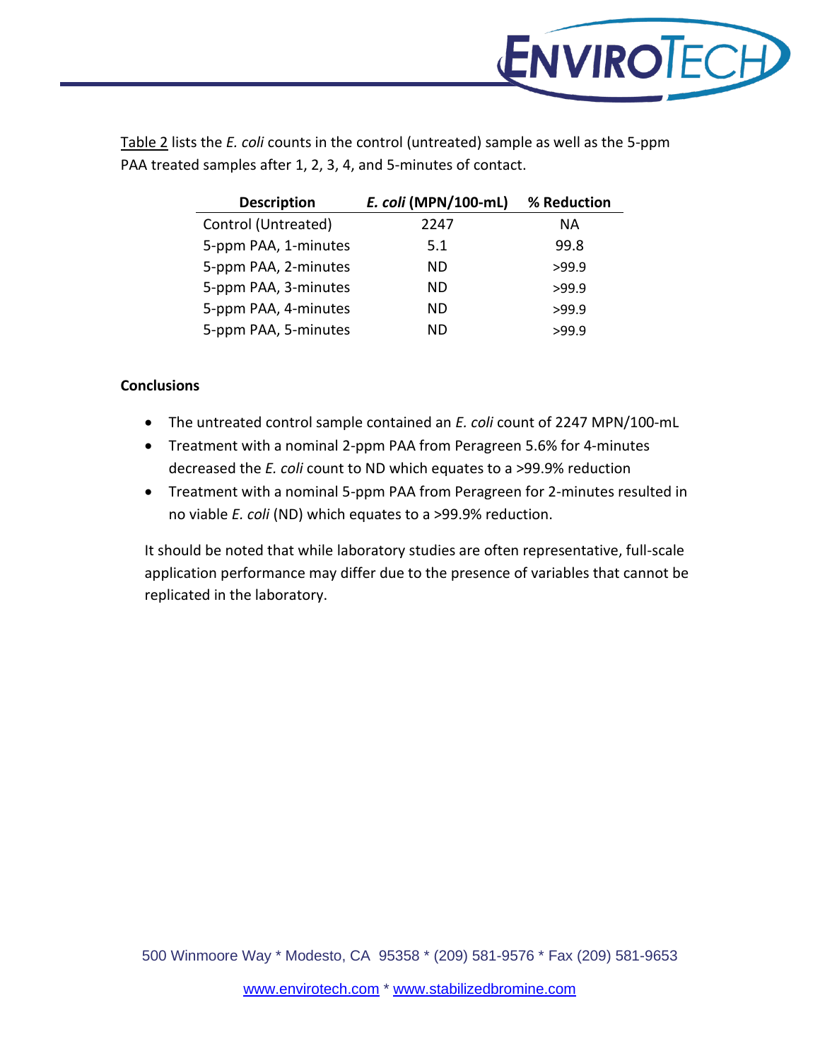Table 2 lists the *E. coli* counts in the control (untreated) sample as well as the 5-ppm PAA treated samples after 1, 2, 3, 4, and 5-minutes of contact.

| Description | *E. coli* (MPN/100-mL) | % Reduction |
|---|---|---|
| Control (Untreated) | 2247 | NA |
| 5-ppm PAA, 1-minutes | 5.1 | 99.8 |
| 5-ppm PAA, 2-minutes | ND | >99.9 |
| 5-ppm PAA, 3-minutes | ND | >99.9 |
| 5-ppm PAA, 4-minutes | ND | >99.9 |
| 5-ppm PAA, 5-minutes | ND | >99.9 |

**Conclusions**

- The untreated control sample contained an *E. coli* count of 2247 MPN/100-mL
- Treatment with a nominal 2-ppm PAA from Peragreen 5.6% for 4-minutes decreased the *E. coli* count to ND which equates to a >99.9% reduction
- Treatment with a nominal 5-ppm PAA from Peragreen for 2-minutes resulted in no viable *E. coli* (ND) which equates to a >99.9% reduction.

It should be noted that while laboratory studies are often representative, full-scale application performance may differ due to the presence of variables that cannot be replicated in the laboratory.